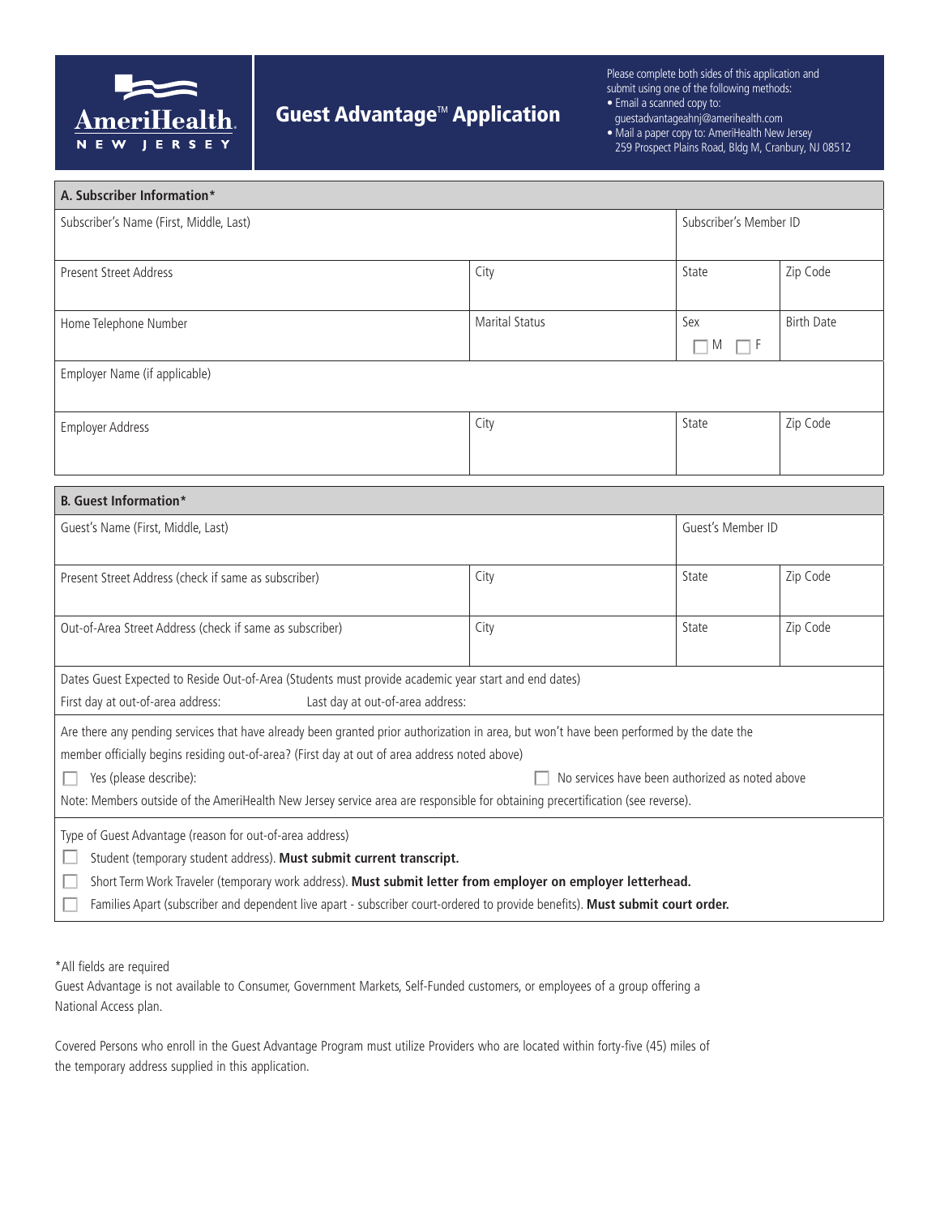AmeriHealth NEW JERSEY

# Guest Advantage™ Application

Please complete both sides of this application and submit using one of the following methods:

- Email a scanned copy to: guestadvantageahnj@amerihealth.com
- Mail a paper copy to: AmeriHealth New Jersey 259 Prospect Plains Road, Bldg M, Cranbury, NJ 08512

## A. Subscriber Information*

| | | | |
|---|---|---|---|
| Subscriber's Name (First, Middle, Last) | | Subscriber's Member ID | |
| Present Street Address | City | State | Zip Code |
| Home Telephone Number | Marital Status | Sex ☐ M ☐ F | Birth Date |
| Employer Name (if applicable) | | | |
| Employer Address | City | State | Zip Code |

## B. Guest Information*

| | | | |
|---|---|---|---|
| Guest's Name (First, Middle, Last) | | Guest's Member ID | |
| Present Street Address (check if same as subscriber) | City | State | Zip Code |
| Out-of-Area Street Address (check if same as subscriber) | City | State | Zip Code |

Dates Guest Expected to Reside Out-of-Area (Students must provide academic year start and end dates)

First day at out-of-area address: Last day at out-of-area address:

Are there any pending services that have already been granted prior authorization in area, but won't have been performed by the date the member officially begins residing out-of-area? (First day at out of area address noted above)

☐ Yes (please describe): ☐ No services have been authorized as noted above

Note: Members outside of the AmeriHealth New Jersey service area are responsible for obtaining precertification (see reverse).

Type of Guest Advantage (reason for out-of-area address)

☐ Student (temporary student address). **Must submit current transcript.**

☐ Short Term Work Traveler (temporary work address). **Must submit letter from employer on employer letterhead.**

☐ Families Apart (subscriber and dependent live apart - subscriber court-ordered to provide benefits). **Must submit court order.**

*All fields are required

Guest Advantage is not available to Consumer, Government Markets, Self-Funded customers, or employees of a group offering a National Access plan.

Covered Persons who enroll in the Guest Advantage Program must utilize Providers who are located within forty-five (45) miles of the temporary address supplied in this application.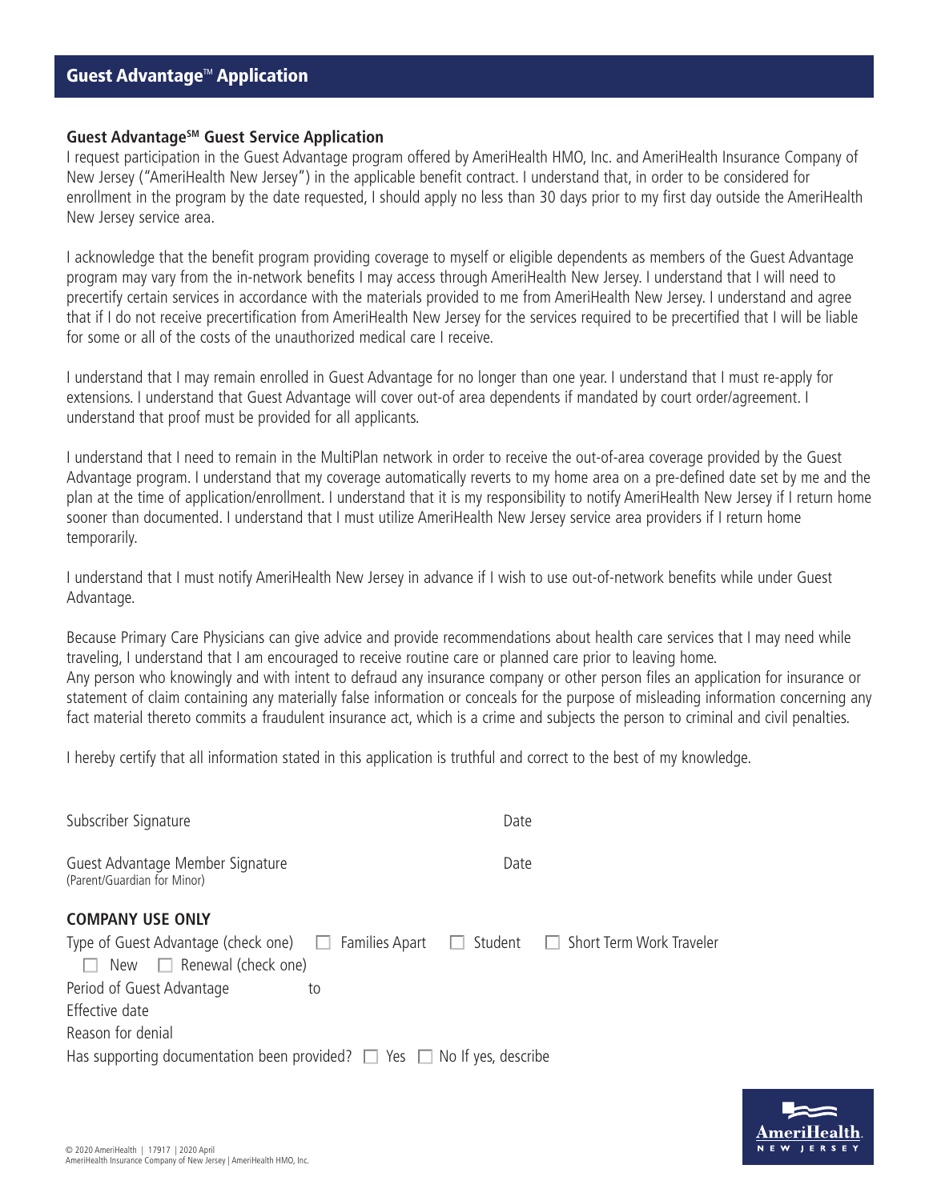## Guest Advantage™ Application

### Guest Advantage℠ Guest Service Application

I request participation in the Guest Advantage program offered by AmeriHealth HMO, Inc. and AmeriHealth Insurance Company of New Jersey ("AmeriHealth New Jersey") in the applicable benefit contract. I understand that, in order to be considered for enrollment in the program by the date requested, I should apply no less than 30 days prior to my first day outside the AmeriHealth New Jersey service area.

I acknowledge that the benefit program providing coverage to myself or eligible dependents as members of the Guest Advantage program may vary from the in-network benefits I may access through AmeriHealth New Jersey. I understand that I will need to precertify certain services in accordance with the materials provided to me from AmeriHealth New Jersey. I understand and agree that if I do not receive precertification from AmeriHealth New Jersey for the services required to be precertified that I will be liable for some or all of the costs of the unauthorized medical care I receive.

I understand that I may remain enrolled in Guest Advantage for no longer than one year. I understand that I must re-apply for extensions. I understand that Guest Advantage will cover out-of area dependents if mandated by court order/agreement. I understand that proof must be provided for all applicants.

I understand that I need to remain in the MultiPlan network in order to receive the out-of-area coverage provided by the Guest Advantage program. I understand that my coverage automatically reverts to my home area on a pre-defined date set by me and the plan at the time of application/enrollment. I understand that it is my responsibility to notify AmeriHealth New Jersey if I return home sooner than documented. I understand that I must utilize AmeriHealth New Jersey service area providers if I return home temporarily.

I understand that I must notify AmeriHealth New Jersey in advance if I wish to use out-of-network benefits while under Guest Advantage.

Because Primary Care Physicians can give advice and provide recommendations about health care services that I may need while traveling, I understand that I am encouraged to receive routine care or planned care prior to leaving home.
Any person who knowingly and with intent to defraud any insurance company or other person files an application for insurance or statement of claim containing any materially false information or conceals for the purpose of misleading information concerning any fact material thereto commits a fraudulent insurance act, which is a crime and subjects the person to criminal and civil penalties.

I hereby certify that all information stated in this application is truthful and correct to the best of my knowledge.

Subscriber Signature Date

Guest Advantage Member Signature Date
(Parent/Guardian for Minor)

**COMPANY USE ONLY**

Type of Guest Advantage (check one) ☐ Families Apart ☐ Student ☐ Short Term Work Traveler

☐ New ☐ Renewal (check one)

Period of Guest Advantage to

Effective date

Reason for denial

Has supporting documentation been provided? ☐ Yes ☐ No If yes, describe

© 2020 AmeriHealth | 17917 | 2020 April
AmeriHealth Insurance Company of New Jersey | AmeriHealth HMO, Inc.

AmeriHealth NEW JERSEY